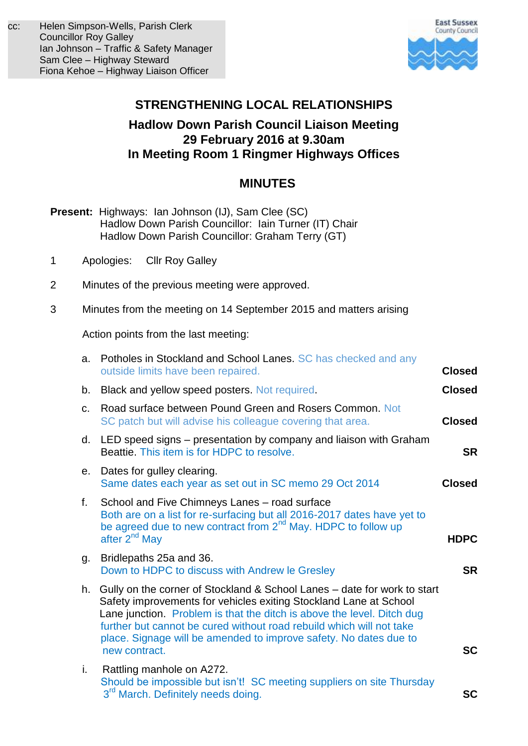cc: Helen Simpson-Wells, Parish Clerk
Councillor Roy Galley
Ian Johnson – Traffic & Safety Manager
Sam Clee – Highway Steward
Fiona Kehoe – Highway Liaison Officer

East Sussex County Council

## STRENGTHENING LOCAL RELATIONSHIPS

### Hadlow Down Parish Council Liaison Meeting
### 29 February 2016 at 9.30am
### In Meeting Room 1 Ringmer Highways Offices

## MINUTES

**Present:** Highways: Ian Johnson (IJ), Sam Clee (SC)
Hadlow Down Parish Councillor: Iain Turner (IT) Chair
Hadlow Down Parish Councillor: Graham Terry (GT)

1. Apologies: Cllr Roy Galley

2. Minutes of the previous meeting were approved.

3. Minutes from the meeting on 14 September 2015 and matters arising

   Action points from the last meeting:

| | Item | Action |
|---|---|---|
| a. | Potholes in Stockland and School Lanes. SC has checked and any outside limits have been repaired. | **Closed** |
| b. | Black and yellow speed posters. Not required. | **Closed** |
| c. | Road surface between Pound Green and Rosers Common. Not SC patch but will advise his colleague covering that area. | **Closed** |
| d. | LED speed signs – presentation by company and liaison with Graham Beattie. This item is for HDPC to resolve. | **SR** |
| e. | Dates for gulley clearing. Same dates each year as set out in SC memo 29 Oct 2014 | **Closed** |
| f. | School and Five Chimneys Lanes – road surface. Both are on a list for re-surfacing but all 2016-2017 dates have yet to be agreed due to new contract from 2nd May. HDPC to follow up after 2nd May | **HDPC** |
| g. | Bridlepaths 25a and 36. Down to HDPC to discuss with Andrew le Gresley | **SR** |
| h. | Gully on the corner of Stockland & School Lanes – date for work to start. Safety improvements for vehicles exiting Stockland Lane at School Lane junction. Problem is that the ditch is above the level. Ditch dug further but cannot be cured without road rebuild which will not take place. Signage will be amended to improve safety. No dates due to new contract. | **SC** |
| i. | Rattling manhole on A272. Should be impossible but isn't! SC meeting suppliers on site Thursday 3rd March. Definitely needs doing. | **SC** |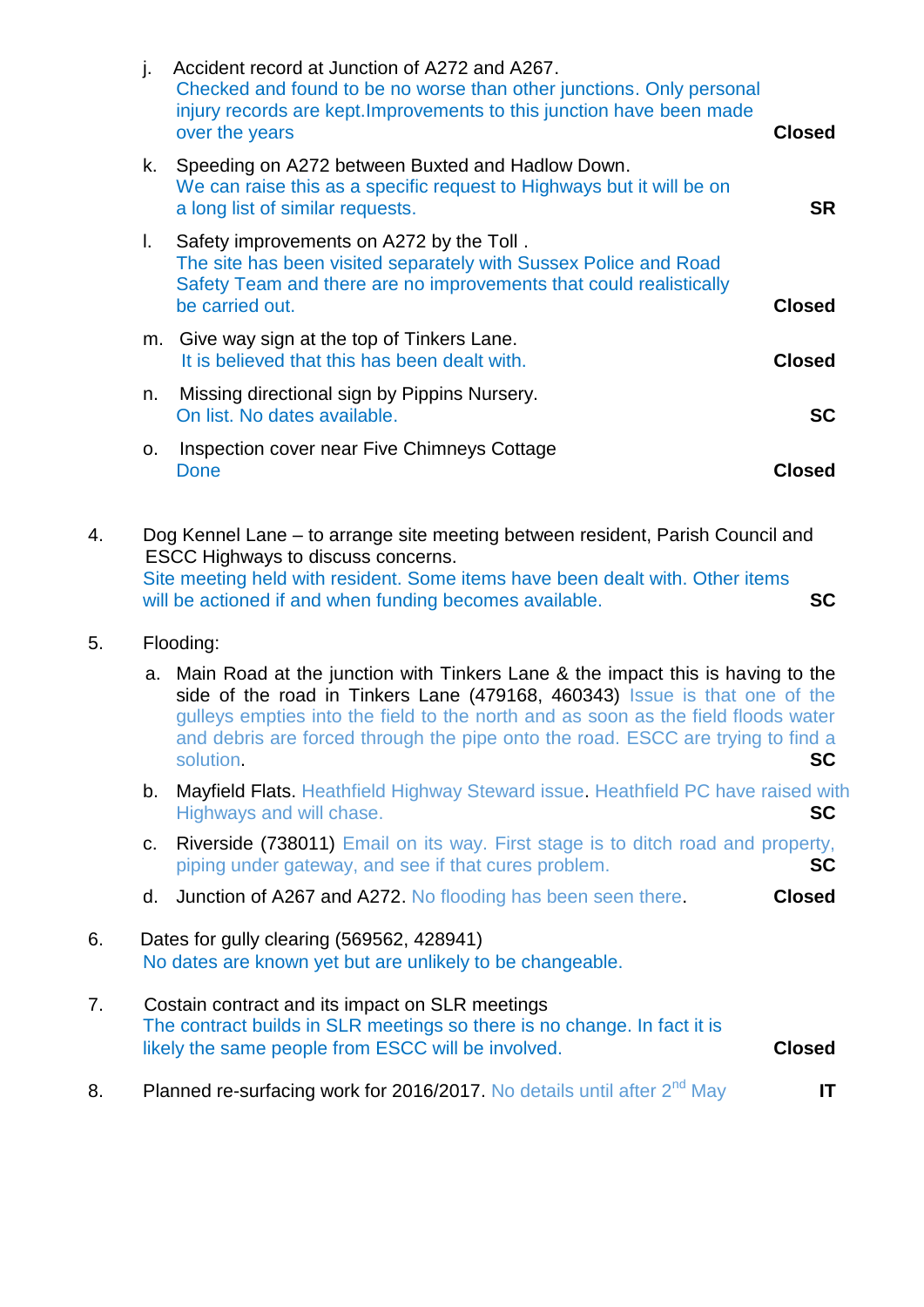j. Accident record at Junction of A272 and A267.
   Checked and found to be no worse than other junctions. Only personal injury records are kept.Improvements to this junction have been made over the years **Closed**

k. Speeding on A272 between Buxted and Hadlow Down.
   We can raise this as a specific request to Highways but it will be on a long list of similar requests. **SR**

l. Safety improvements on A272 by the Toll .
   The site has been visited separately with Sussex Police and Road Safety Team and there are no improvements that could realistically be carried out. **Closed**

m. Give way sign at the top of Tinkers Lane.
   It is believed that this has been dealt with. **Closed**

n. Missing directional sign by Pippins Nursery.
   On list. No dates available. **SC**

o. Inspection cover near Five Chimneys Cottage
   Done **Closed**

4. Dog Kennel Lane – to arrange site meeting between resident, Parish Council and ESCC Highways to discuss concerns.
   Site meeting held with resident. Some items have been dealt with. Other items will be actioned if and when funding becomes available. **SC**

5. Flooding:

   a. Main Road at the junction with Tinkers Lane & the impact this is having to the side of the road in Tinkers Lane (479168, 460343) Issue is that one of the gulleys empties into the field to the north and as soon as the field floods water and debris are forced through the pipe onto the road. ESCC are trying to find a solution. **SC**

   b. Mayfield Flats. Heathfield Highway Steward issue. Heathfield PC have raised with Highways and will chase. **SC**

   c. Riverside (738011) Email on its way. First stage is to ditch road and property, piping under gateway, and see if that cures problem. **SC**

   d. Junction of A267 and A272. No flooding has been seen there. **Closed**

6. Dates for gully clearing (569562, 428941)
   No dates are known yet but are unlikely to be changeable.

7. Costain contract and its impact on SLR meetings
   The contract builds in SLR meetings so there is no change. In fact it is likely the same people from ESCC will be involved. **Closed**

8. Planned re-surfacing work for 2016/2017. No details until after 2nd May **IT**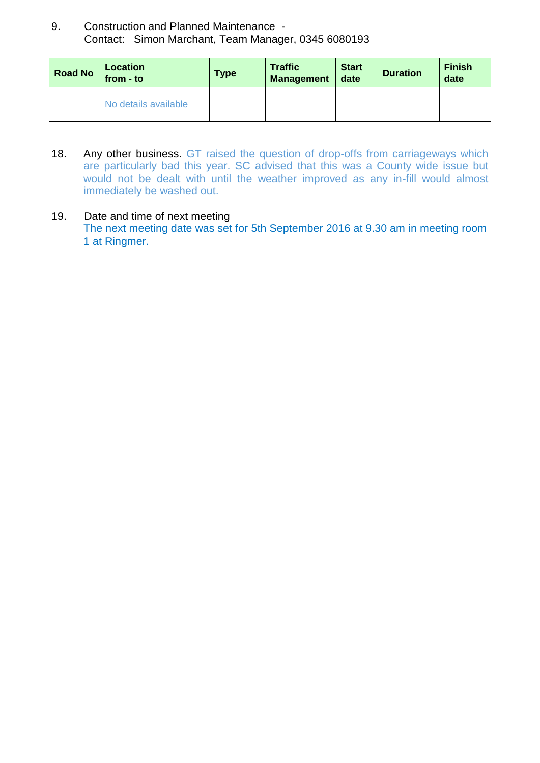9. Construction and Planned Maintenance -
Contact: Simon Marchant, Team Manager, 0345 6080193

| Road No | Location from - to | Type | Traffic Management | Start date | Duration | Finish date |
|---|---|---|---|---|---|---|
| | No details available | | | | | |

18. Any other business. GT raised the question of drop-offs from carriageways which are particularly bad this year. SC advised that this was a County wide issue but would not be dealt with until the weather improved as any in-fill would almost immediately be washed out.

19. Date and time of next meeting
The next meeting date was set for 5th September 2016 at 9.30 am in meeting room 1 at Ringmer.